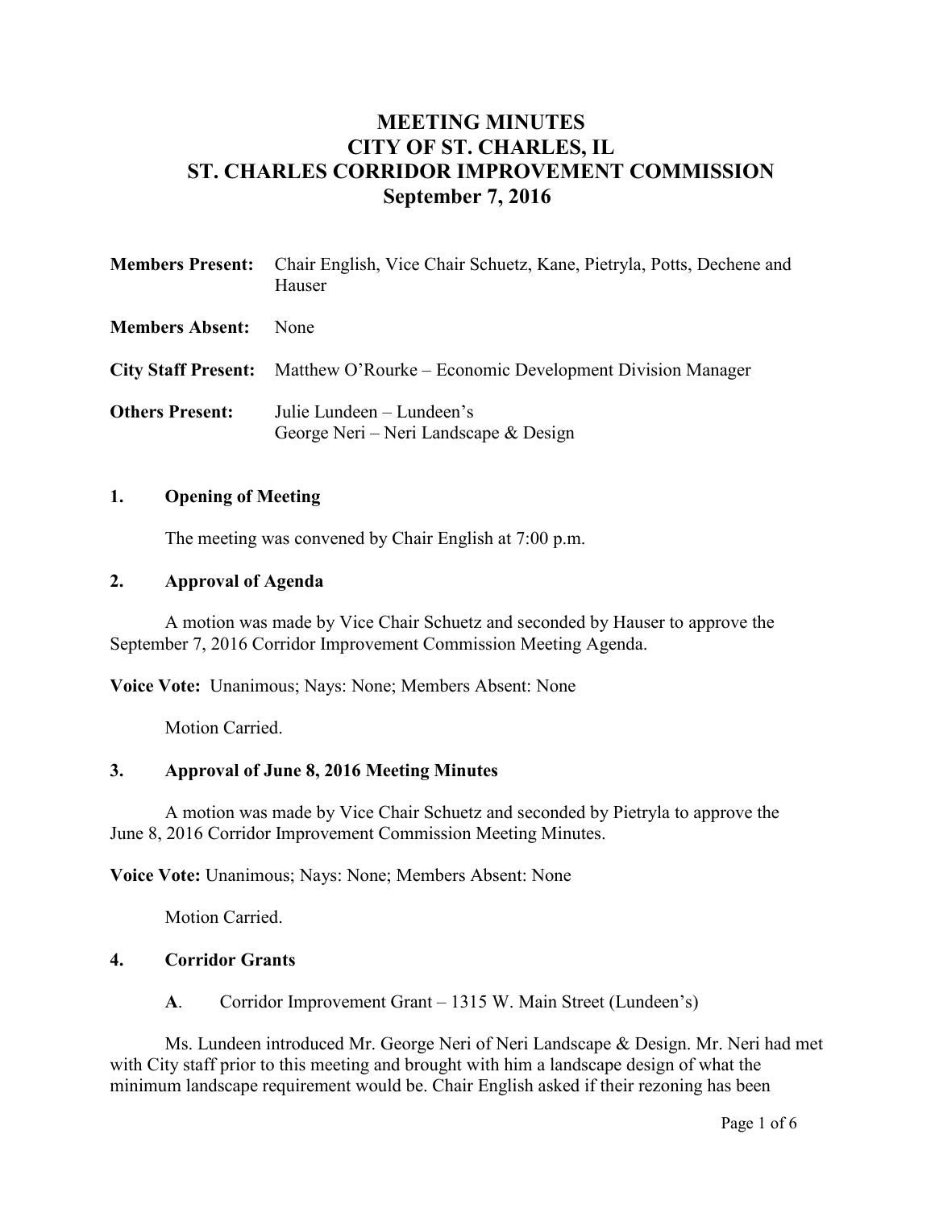# MEETING MINUTES
# CITY OF ST. CHARLES, IL
# ST. CHARLES CORRIDOR IMPROVEMENT COMMISSION
# September 7, 2016

**Members Present:** Chair English, Vice Chair Schuetz, Kane, Pietryla, Potts, Dechene and Hauser

**Members Absent:** None

**City Staff Present:** Matthew O'Rourke – Economic Development Division Manager

**Others Present:** Julie Lundeen – Lundeen's
George Neri – Neri Landscape & Design

## 1. Opening of Meeting

The meeting was convened by Chair English at 7:00 p.m.

## 2. Approval of Agenda

A motion was made by Vice Chair Schuetz and seconded by Hauser to approve the September 7, 2016 Corridor Improvement Commission Meeting Agenda.

**Voice Vote:** Unanimous; Nays: None; Members Absent: None

Motion Carried.

## 3. Approval of June 8, 2016 Meeting Minutes

A motion was made by Vice Chair Schuetz and seconded by Pietryla to approve the June 8, 2016 Corridor Improvement Commission Meeting Minutes.

**Voice Vote:** Unanimous; Nays: None; Members Absent: None

Motion Carried.

## 4. Corridor Grants

**A**. Corridor Improvement Grant – 1315 W. Main Street (Lundeen's)

Ms. Lundeen introduced Mr. George Neri of Neri Landscape & Design. Mr. Neri had met with City staff prior to this meeting and brought with him a landscape design of what the minimum landscape requirement would be. Chair English asked if their rezoning has been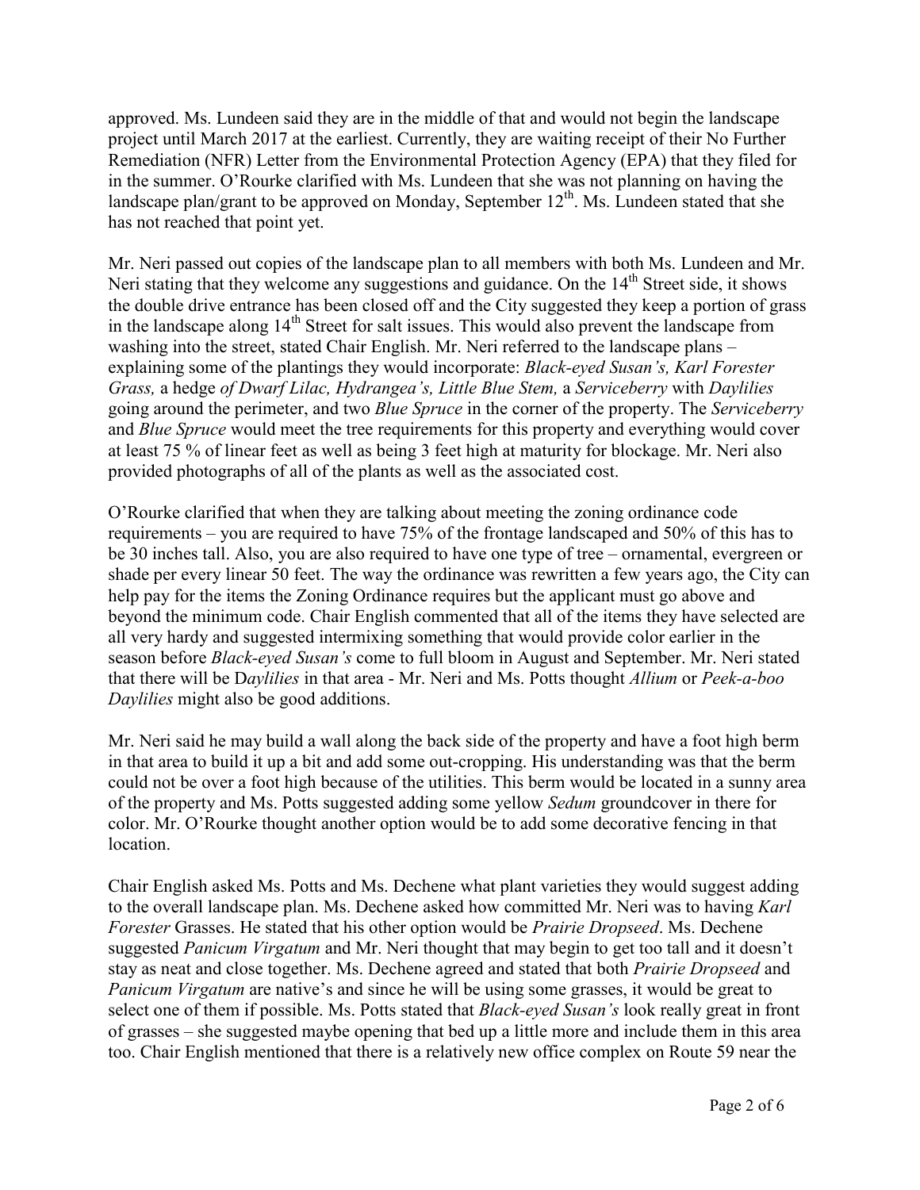approved. Ms. Lundeen said they are in the middle of that and would not begin the landscape project until March 2017 at the earliest. Currently, they are waiting receipt of their No Further Remediation (NFR) Letter from the Environmental Protection Agency (EPA) that they filed for in the summer. O'Rourke clarified with Ms. Lundeen that she was not planning on having the landscape plan/grant to be approved on Monday, September 12th. Ms. Lundeen stated that she has not reached that point yet.

Mr. Neri passed out copies of the landscape plan to all members with both Ms. Lundeen and Mr. Neri stating that they welcome any suggestions and guidance. On the 14th Street side, it shows the double drive entrance has been closed off and the City suggested they keep a portion of grass in the landscape along 14th Street for salt issues. This would also prevent the landscape from washing into the street, stated Chair English. Mr. Neri referred to the landscape plans – explaining some of the plantings they would incorporate: *Black-eyed Susan's, Karl Forester Grass,* a hedge *of Dwarf Lilac, Hydrangea's, Little Blue Stem,* a *Serviceberry* with *Daylilies* going around the perimeter, and two *Blue Spruce* in the corner of the property. The *Serviceberry* and *Blue Spruce* would meet the tree requirements for this property and everything would cover at least 75 % of linear feet as well as being 3 feet high at maturity for blockage. Mr. Neri also provided photographs of all of the plants as well as the associated cost.

O'Rourke clarified that when they are talking about meeting the zoning ordinance code requirements – you are required to have 75% of the frontage landscaped and 50% of this has to be 30 inches tall. Also, you are also required to have one type of tree – ornamental, evergreen or shade per every linear 50 feet. The way the ordinance was rewritten a few years ago, the City can help pay for the items the Zoning Ordinance requires but the applicant must go above and beyond the minimum code. Chair English commented that all of the items they have selected are all very hardy and suggested intermixing something that would provide color earlier in the season before *Black-eyed Susan's* come to full bloom in August and September. Mr. Neri stated that there will be D*aylilies* in that area - Mr. Neri and Ms. Potts thought *Allium* or *Peek-a-boo Daylilies* might also be good additions.

Mr. Neri said he may build a wall along the back side of the property and have a foot high berm in that area to build it up a bit and add some out-cropping. His understanding was that the berm could not be over a foot high because of the utilities. This berm would be located in a sunny area of the property and Ms. Potts suggested adding some yellow *Sedum* groundcover in there for color. Mr. O'Rourke thought another option would be to add some decorative fencing in that location.

Chair English asked Ms. Potts and Ms. Dechene what plant varieties they would suggest adding to the overall landscape plan. Ms. Dechene asked how committed Mr. Neri was to having *Karl Forester* Grasses. He stated that his other option would be *Prairie Dropseed*. Ms. Dechene suggested *Panicum Virgatum* and Mr. Neri thought that may begin to get too tall and it doesn't stay as neat and close together. Ms. Dechene agreed and stated that both *Prairie Dropseed* and *Panicum Virgatum* are native's and since he will be using some grasses, it would be great to select one of them if possible. Ms. Potts stated that *Black-eyed Susan's* look really great in front of grasses – she suggested maybe opening that bed up a little more and include them in this area too. Chair English mentioned that there is a relatively new office complex on Route 59 near the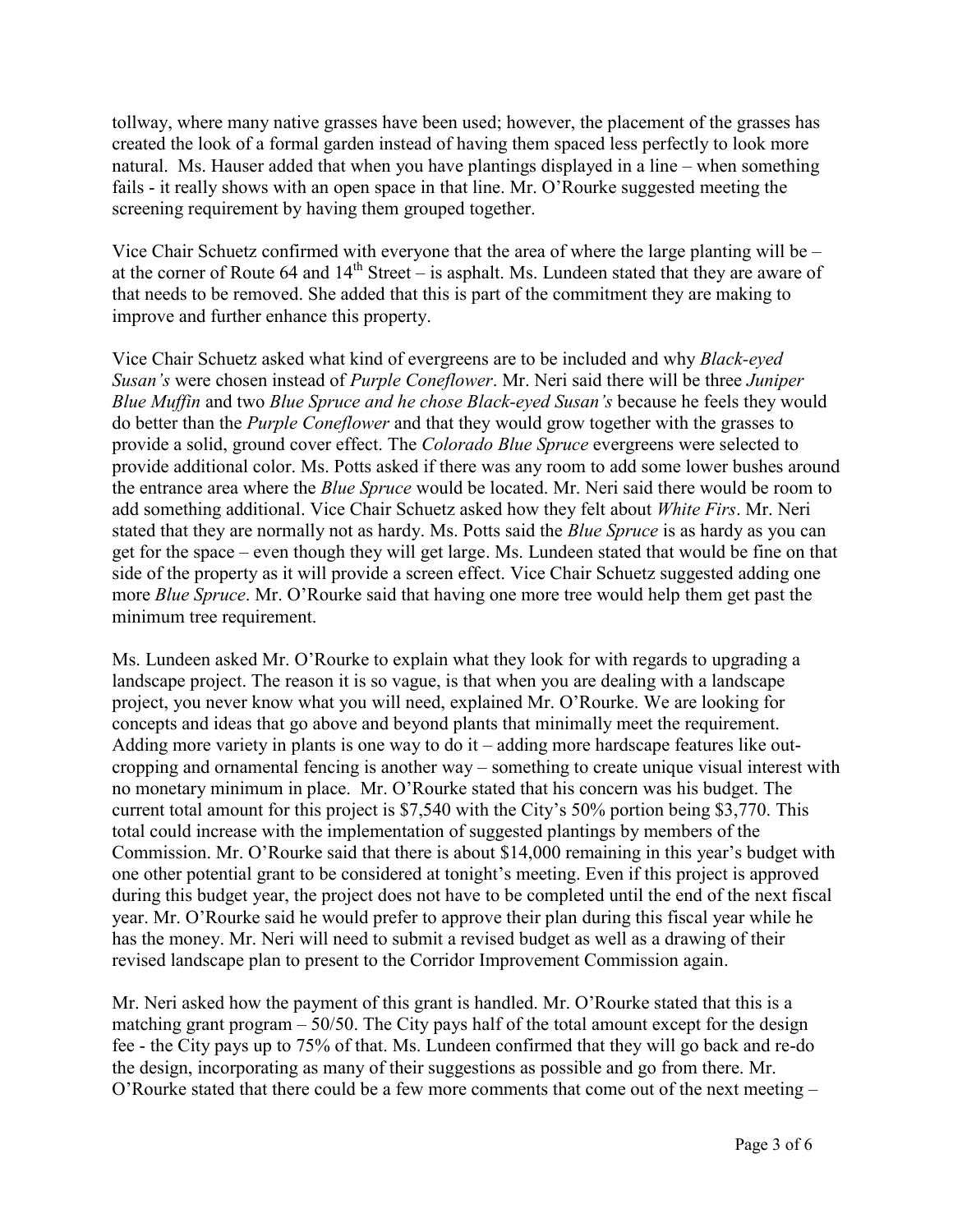tollway, where many native grasses have been used; however, the placement of the grasses has created the look of a formal garden instead of having them spaced less perfectly to look more natural. Ms. Hauser added that when you have plantings displayed in a line – when something fails - it really shows with an open space in that line. Mr. O'Rourke suggested meeting the screening requirement by having them grouped together.

Vice Chair Schuetz confirmed with everyone that the area of where the large planting will be – at the corner of Route 64 and 14th Street – is asphalt. Ms. Lundeen stated that they are aware of that needs to be removed. She added that this is part of the commitment they are making to improve and further enhance this property.

Vice Chair Schuetz asked what kind of evergreens are to be included and why *Black-eyed Susan's* were chosen instead of *Purple Coneflower*. Mr. Neri said there will be three *Juniper Blue Muffin* and two *Blue Spruce and he chose Black-eyed Susan's* because he feels they would do better than the *Purple Coneflower* and that they would grow together with the grasses to provide a solid, ground cover effect. The *Colorado Blue Spruce* evergreens were selected to provide additional color. Ms. Potts asked if there was any room to add some lower bushes around the entrance area where the *Blue Spruce* would be located. Mr. Neri said there would be room to add something additional. Vice Chair Schuetz asked how they felt about *White Firs*. Mr. Neri stated that they are normally not as hardy. Ms. Potts said the *Blue Spruce* is as hardy as you can get for the space – even though they will get large. Ms. Lundeen stated that would be fine on that side of the property as it will provide a screen effect. Vice Chair Schuetz suggested adding one more *Blue Spruce*. Mr. O'Rourke said that having one more tree would help them get past the minimum tree requirement.

Ms. Lundeen asked Mr. O'Rourke to explain what they look for with regards to upgrading a landscape project. The reason it is so vague, is that when you are dealing with a landscape project, you never know what you will need, explained Mr. O'Rourke. We are looking for concepts and ideas that go above and beyond plants that minimally meet the requirement. Adding more variety in plants is one way to do it – adding more hardscape features like out-cropping and ornamental fencing is another way – something to create unique visual interest with no monetary minimum in place. Mr. O'Rourke stated that his concern was his budget. The current total amount for this project is $7,540 with the City's 50% portion being $3,770. This total could increase with the implementation of suggested plantings by members of the Commission. Mr. O'Rourke said that there is about $14,000 remaining in this year's budget with one other potential grant to be considered at tonight's meeting. Even if this project is approved during this budget year, the project does not have to be completed until the end of the next fiscal year. Mr. O'Rourke said he would prefer to approve their plan during this fiscal year while he has the money. Mr. Neri will need to submit a revised budget as well as a drawing of their revised landscape plan to present to the Corridor Improvement Commission again.

Mr. Neri asked how the payment of this grant is handled. Mr. O'Rourke stated that this is a matching grant program – 50/50. The City pays half of the total amount except for the design fee - the City pays up to 75% of that. Ms. Lundeen confirmed that they will go back and re-do the design, incorporating as many of their suggestions as possible and go from there. Mr. O'Rourke stated that there could be a few more comments that come out of the next meeting –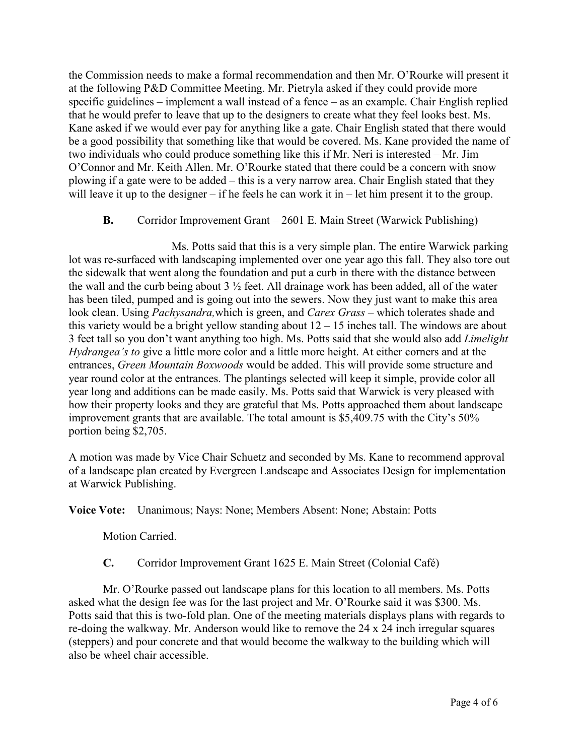the Commission needs to make a formal recommendation and then Mr. O'Rourke will present it at the following P&D Committee Meeting. Mr. Pietryla asked if they could provide more specific guidelines – implement a wall instead of a fence – as an example. Chair English replied that he would prefer to leave that up to the designers to create what they feel looks best. Ms. Kane asked if we would ever pay for anything like a gate. Chair English stated that there would be a good possibility that something like that would be covered. Ms. Kane provided the name of two individuals who could produce something like this if Mr. Neri is interested – Mr. Jim O'Connor and Mr. Keith Allen. Mr. O'Rourke stated that there could be a concern with snow plowing if a gate were to be added – this is a very narrow area. Chair English stated that they will leave it up to the designer – if he feels he can work it in – let him present it to the group.

**B.** Corridor Improvement Grant – 2601 E. Main Street (Warwick Publishing)

Ms. Potts said that this is a very simple plan. The entire Warwick parking lot was re-surfaced with landscaping implemented over one year ago this fall. They also tore out the sidewalk that went along the foundation and put a curb in there with the distance between the wall and the curb being about 3 ½ feet. All drainage work has been added, all of the water has been tiled, pumped and is going out into the sewers. Now they just want to make this area look clean. Using *Pachysandra,* which is green, and *Carex Grass* – which tolerates shade and this variety would be a bright yellow standing about 12 – 15 inches tall. The windows are about 3 feet tall so you don't want anything too high. Ms. Potts said that she would also add *Limelight Hydrangea's to* give a little more color and a little more height. At either corners and at the entrances, *Green Mountain Boxwoods* would be added. This will provide some structure and year round color at the entrances. The plantings selected will keep it simple, provide color all year long and additions can be made easily. Ms. Potts said that Warwick is very pleased with how their property looks and they are grateful that Ms. Potts approached them about landscape improvement grants that are available. The total amount is $5,409.75 with the City's 50% portion being $2,705.

A motion was made by Vice Chair Schuetz and seconded by Ms. Kane to recommend approval of a landscape plan created by Evergreen Landscape and Associates Design for implementation at Warwick Publishing.

**Voice Vote:** Unanimous; Nays: None; Members Absent: None; Abstain: Potts

Motion Carried.

**C.** Corridor Improvement Grant 1625 E. Main Street (Colonial Café)

Mr. O'Rourke passed out landscape plans for this location to all members. Ms. Potts asked what the design fee was for the last project and Mr. O'Rourke said it was $300. Ms. Potts said that this is two-fold plan. One of the meeting materials displays plans with regards to re-doing the walkway. Mr. Anderson would like to remove the 24 x 24 inch irregular squares (steppers) and pour concrete and that would become the walkway to the building which will also be wheel chair accessible.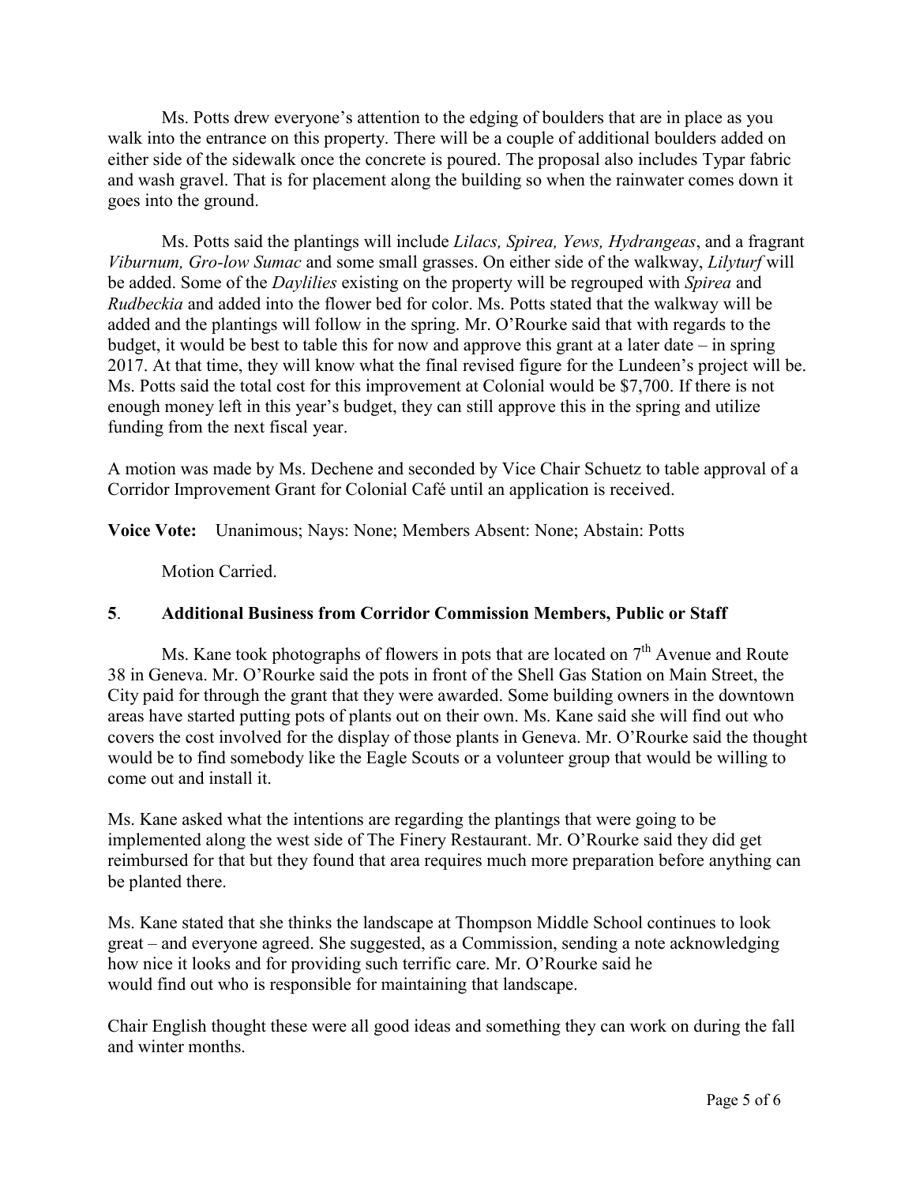Ms. Potts drew everyone's attention to the edging of boulders that are in place as you walk into the entrance on this property. There will be a couple of additional boulders added on either side of the sidewalk once the concrete is poured. The proposal also includes Typar fabric and wash gravel. That is for placement along the building so when the rainwater comes down it goes into the ground.

Ms. Potts said the plantings will include *Lilacs, Spirea, Yews, Hydrangeas*, and a fragrant *Viburnum, Gro-low Sumac* and some small grasses. On either side of the walkway, *Lilyturf* will be added. Some of the *Daylilies* existing on the property will be regrouped with *Spirea* and *Rudbeckia* and added into the flower bed for color. Ms. Potts stated that the walkway will be added and the plantings will follow in the spring. Mr. O'Rourke said that with regards to the budget, it would be best to table this for now and approve this grant at a later date – in spring 2017. At that time, they will know what the final revised figure for the Lundeen's project will be. Ms. Potts said the total cost for this improvement at Colonial would be $7,700. If there is not enough money left in this year's budget, they can still approve this in the spring and utilize funding from the next fiscal year.

A motion was made by Ms. Dechene and seconded by Vice Chair Schuetz to table approval of a Corridor Improvement Grant for Colonial Café until an application is received.

**Voice Vote:** Unanimous; Nays: None; Members Absent: None; Abstain: Potts

Motion Carried.

## 5. Additional Business from Corridor Commission Members, Public or Staff

Ms. Kane took photographs of flowers in pots that are located on 7th Avenue and Route 38 in Geneva. Mr. O'Rourke said the pots in front of the Shell Gas Station on Main Street, the City paid for through the grant that they were awarded. Some building owners in the downtown areas have started putting pots of plants out on their own. Ms. Kane said she will find out who covers the cost involved for the display of those plants in Geneva. Mr. O'Rourke said the thought would be to find somebody like the Eagle Scouts or a volunteer group that would be willing to come out and install it.

Ms. Kane asked what the intentions are regarding the plantings that were going to be implemented along the west side of The Finery Restaurant. Mr. O'Rourke said they did get reimbursed for that but they found that area requires much more preparation before anything can be planted there.

Ms. Kane stated that she thinks the landscape at Thompson Middle School continues to look great – and everyone agreed. She suggested, as a Commission, sending a note acknowledging how nice it looks and for providing such terrific care. Mr. O'Rourke said he would find out who is responsible for maintaining that landscape.

Chair English thought these were all good ideas and something they can work on during the fall and winter months.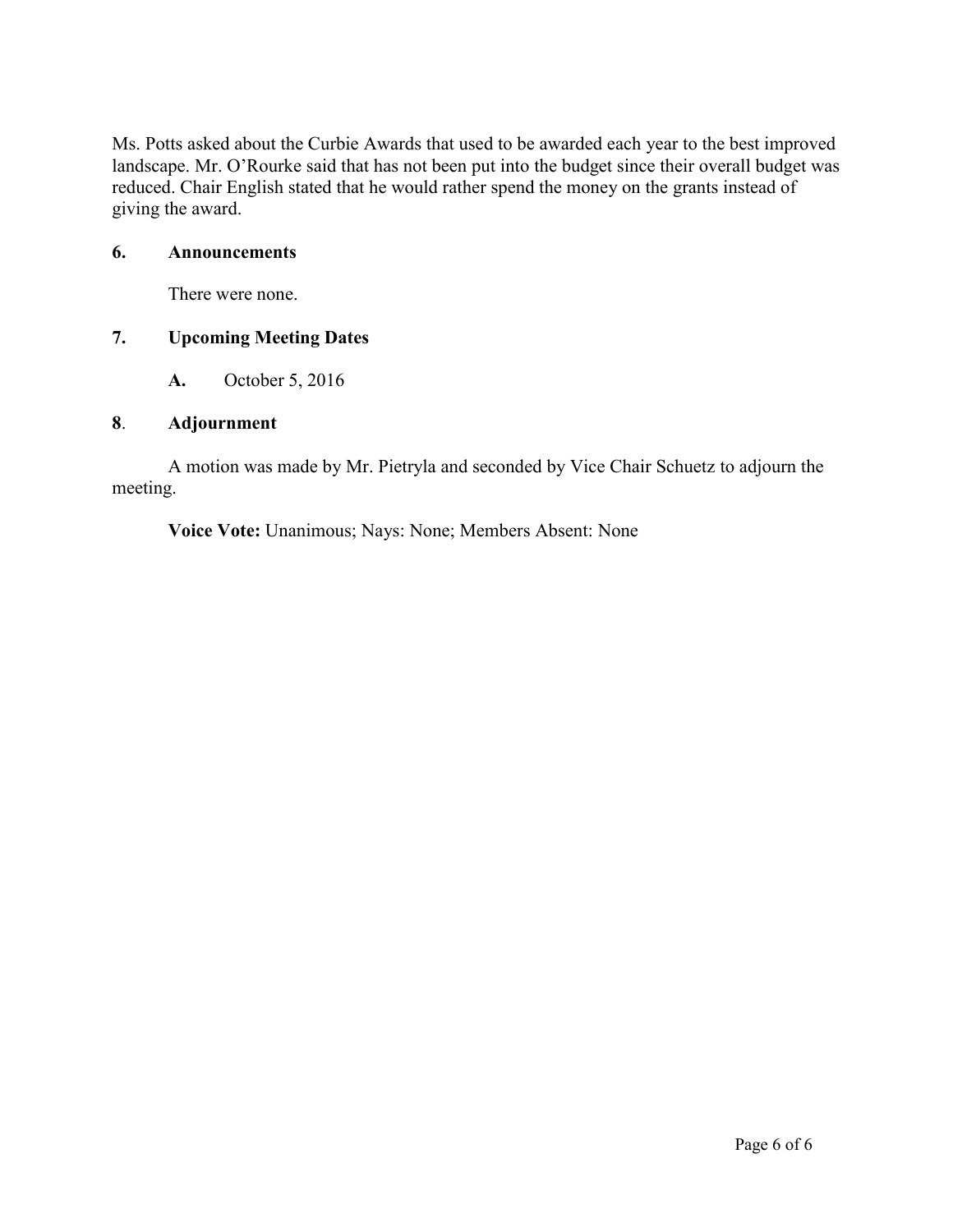Ms. Potts asked about the Curbie Awards that used to be awarded each year to the best improved landscape. Mr. O'Rourke said that has not been put into the budget since their overall budget was reduced. Chair English stated that he would rather spend the money on the grants instead of giving the award.

## 6. Announcements

There were none.

## 7. Upcoming Meeting Dates

**A.** October 5, 2016

## 8. Adjournment

A motion was made by Mr. Pietryla and seconded by Vice Chair Schuetz to adjourn the meeting.

**Voice Vote:** Unanimous; Nays: None; Members Absent: None